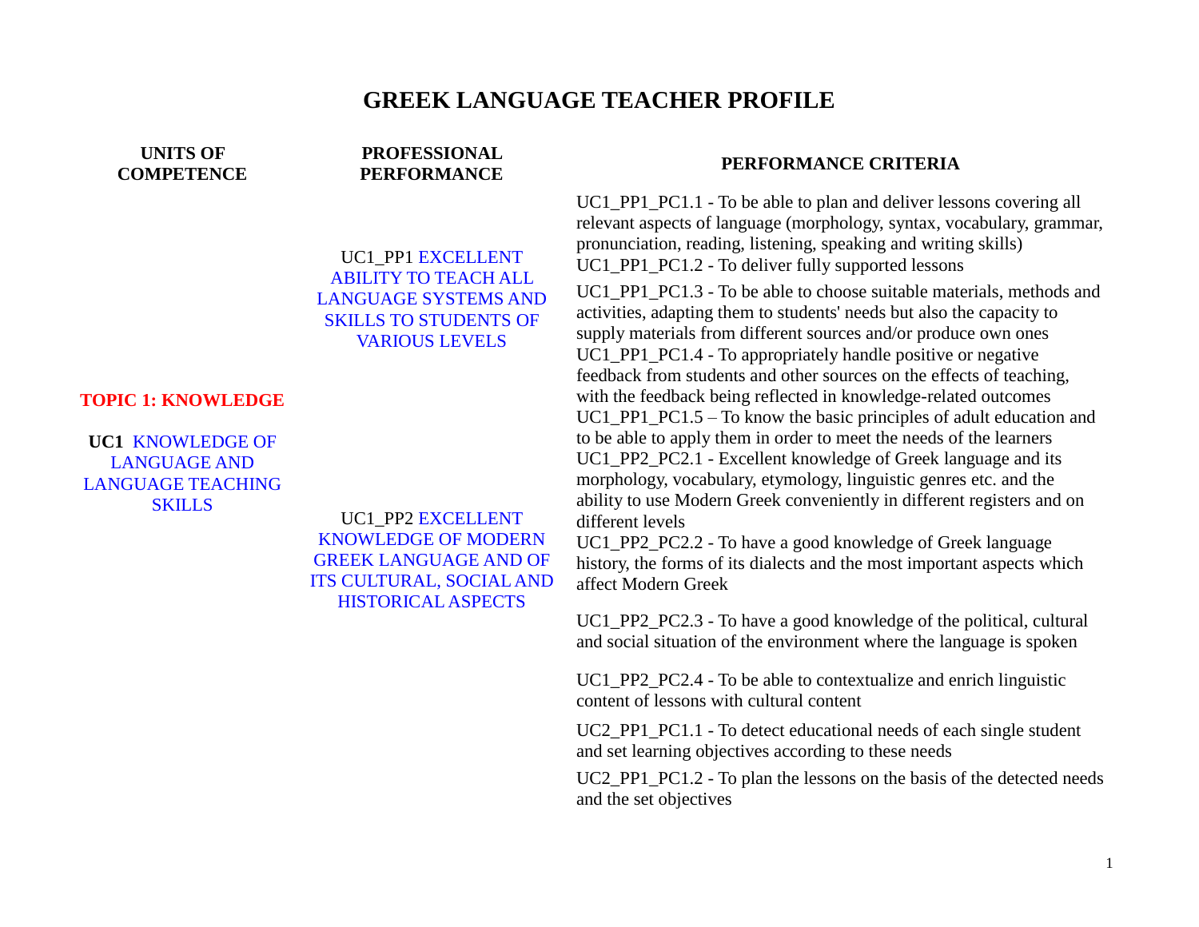# GREEK LANGUAGE TEACHER PROFILE

| UNITS OF COMPETENCE | PROFESSIONAL PERFORMANCE | PERFORMANCE CRITERIA |
|---|---|---|
| **TOPIC 1: KNOWLEDGE**<br><br>**UC1** KNOWLEDGE OF LANGUAGE AND LANGUAGE TEACHING SKILLS | UC1_PP1 EXCELLENT ABILITY TO TEACH ALL LANGUAGE SYSTEMS AND SKILLS TO STUDENTS OF VARIOUS LEVELS | UC1_PP1_PC1.1 - To be able to plan and deliver lessons covering all relevant aspects of language (morphology, syntax, vocabulary, grammar, pronunciation, reading, listening, speaking and writing skills)<br>UC1_PP1_PC1.2 - To deliver fully supported lessons<br>UC1_PP1_PC1.3 - To be able to choose suitable materials, methods and activities, adapting them to students' needs but also the capacity to supply materials from different sources and/or produce own ones<br>UC1_PP1_PC1.4 - To appropriately handle positive or negative feedback from students and other sources on the effects of teaching, with the feedback being reflected in knowledge-related outcomes<br>UC1_PP1_PC1.5 – To know the basic principles of adult education and to be able to apply them in order to meet the needs of the learners |
| | UC1_PP2 EXCELLENT KNOWLEDGE OF MODERN GREEK LANGUAGE AND OF ITS CULTURAL, SOCIAL AND HISTORICAL ASPECTS | UC1_PP2_PC2.1 - Excellent knowledge of Greek language and its morphology, vocabulary, etymology, linguistic genres etc. and the ability to use Modern Greek conveniently in different registers and on different levels<br>UC1_PP2_PC2.2 - To have a good knowledge of Greek language history, the forms of its dialects and the most important aspects which affect Modern Greek<br>UC1_PP2_PC2.3 - To have a good knowledge of the political, cultural and social situation of the environment where the language is spoken<br>UC1_PP2_PC2.4 - To be able to contextualize and enrich linguistic content of lessons with cultural content |
| | | UC2_PP1_PC1.1 - To detect educational needs of each single student and set learning objectives according to these needs<br>UC2_PP1_PC1.2 - To plan the lessons on the basis of the detected needs and the set objectives |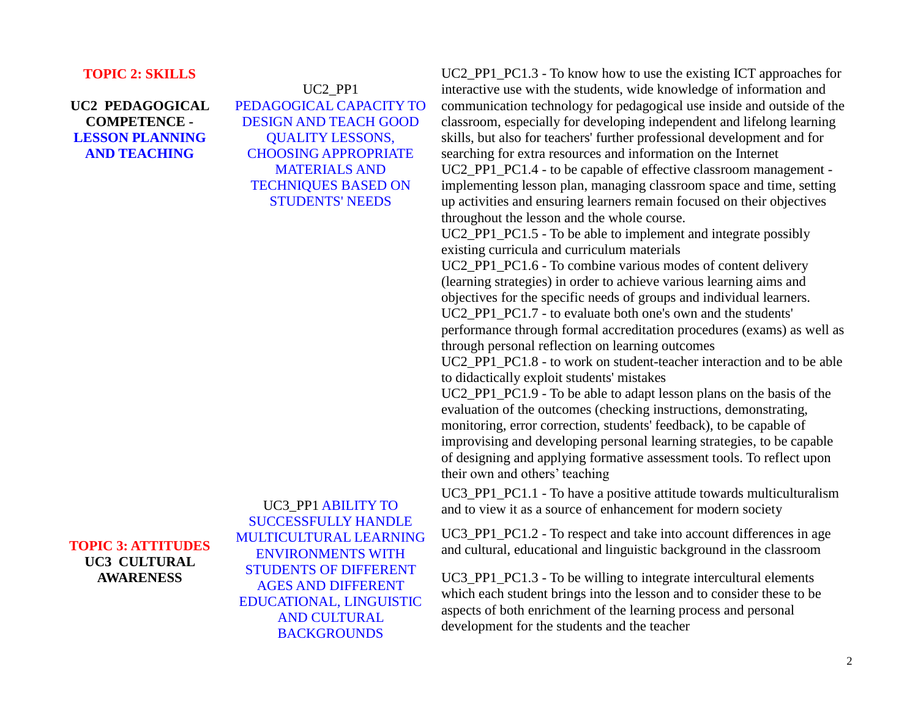| | | |
|---|---|---|
| **TOPIC 2: SKILLS**<br><br>**UC2 PEDAGOGICAL COMPETENCE - LESSON PLANNING AND TEACHING** | UC2_PP1<br>PEDAGOGICAL CAPACITY TO DESIGN AND TEACH GOOD QUALITY LESSONS, CHOOSING APPROPRIATE MATERIALS AND TECHNIQUES BASED ON STUDENTS' NEEDS | UC2_PP1_PC1.3 - To know how to use the existing ICT approaches for interactive use with the students, wide knowledge of information and communication technology for pedagogical use inside and outside of the classroom, especially for developing independent and lifelong learning skills, but also for teachers' further professional development and for searching for extra resources and information on the Internet<br>UC2_PP1_PC1.4 - to be capable of effective classroom management - implementing lesson plan, managing classroom space and time, setting up activities and ensuring learners remain focused on their objectives throughout the lesson and the whole course.<br>UC2_PP1_PC1.5 - To be able to implement and integrate possibly existing curricula and curriculum materials<br>UC2_PP1_PC1.6 - To combine various modes of content delivery (learning strategies) in order to achieve various learning aims and objectives for the specific needs of groups and individual learners.<br>UC2_PP1_PC1.7 - to evaluate both one's own and the students' performance through formal accreditation procedures (exams) as well as through personal reflection on learning outcomes<br>UC2_PP1_PC1.8 - to work on student-teacher interaction and to be able to didactically exploit students' mistakes<br>UC2_PP1_PC1.9 - To be able to adapt lesson plans on the basis of the evaluation of the outcomes (checking instructions, demonstrating, monitoring, error correction, students' feedback), to be capable of improvising and developing personal learning strategies, to be capable of designing and applying formative assessment tools. To reflect upon their own and others' teaching |
| **TOPIC 3: ATTITUDES**<br>**UC3 CULTURAL AWARENESS** | UC3_PP1 ABILITY TO SUCCESSFULLY HANDLE MULTICULTURAL LEARNING ENVIRONMENTS WITH STUDENTS OF DIFFERENT AGES AND DIFFERENT EDUCATIONAL, LINGUISTIC AND CULTURAL BACKGROUNDS | UC3_PP1_PC1.1 - To have a positive attitude towards multiculturalism and to view it as a source of enhancement for modern society<br><br>UC3_PP1_PC1.2 - To respect and take into account differences in age and cultural, educational and linguistic background in the classroom<br><br>UC3_PP1_PC1.3 - To be willing to integrate intercultural elements which each student brings into the lesson and to consider these to be aspects of both enrichment of the learning process and personal development for the students and the teacher |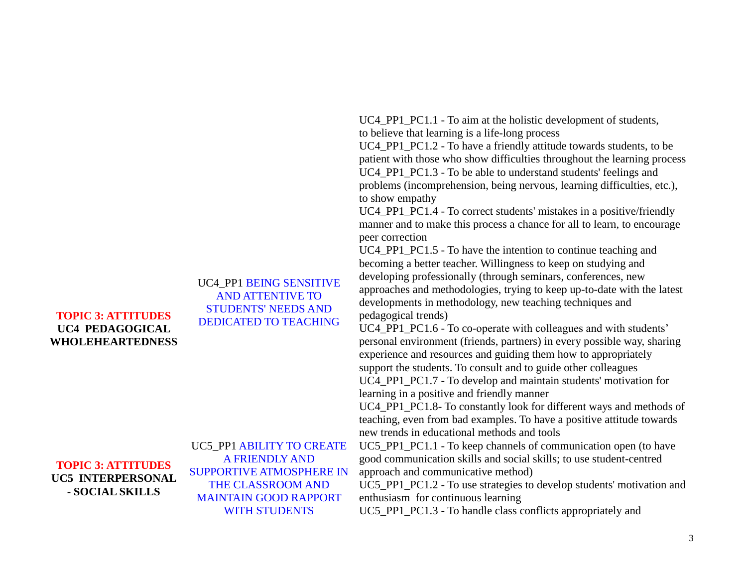| | | |
|---|---|---|
| **TOPIC 3: ATTITUDES** **UC4 PEDAGOGICAL WHOLEHEARTEDNESS** | UC4_PP1 BEING SENSITIVE AND ATTENTIVE TO STUDENTS' NEEDS AND DEDICATED TO TEACHING | UC4_PP1_PC1.1 - To aim at the holistic development of students, to believe that learning is a life-long process<br>UC4_PP1_PC1.2 - To have a friendly attitude towards students, to be patient with those who show difficulties throughout the learning process<br>UC4_PP1_PC1.3 - To be able to understand students' feelings and problems (incomprehension, being nervous, learning difficulties, etc.), to show empathy<br>UC4_PP1_PC1.4 - To correct students' mistakes in a positive/friendly manner and to make this process a chance for all to learn, to encourage peer correction<br>UC4_PP1_PC1.5 - To have the intention to continue teaching and becoming a better teacher. Willingness to keep on studying and developing professionally (through seminars, conferences, new approaches and methodologies, trying to keep up-to-date with the latest developments in methodology, new teaching techniques and pedagogical trends)<br>UC4_PP1_PC1.6 - To co-operate with colleagues and with students' personal environment (friends, partners) in every possible way, sharing experience and resources and guiding them how to appropriately support the students. To consult and to guide other colleagues<br>UC4_PP1_PC1.7 - To develop and maintain students' motivation for learning in a positive and friendly manner<br>UC4_PP1_PC1.8- To constantly look for different ways and methods of teaching, even from bad examples. To have a positive attitude towards new trends in educational methods and tools |
| **TOPIC 3: ATTITUDES** **UC5 INTERPERSONAL - SOCIAL SKILLS** | UC5_PP1 ABILITY TO CREATE A FRIENDLY AND SUPPORTIVE ATMOSPHERE IN THE CLASSROOM AND MAINTAIN GOOD RAPPORT WITH STUDENTS | UC5_PP1_PC1.1 - To keep channels of communication open (to have good communication skills and social skills; to use student-centred approach and communicative method)<br>UC5_PP1_PC1.2 - To use strategies to develop students' motivation and enthusiasm for continuous learning<br>UC5_PP1_PC1.3 - To handle class conflicts appropriately and |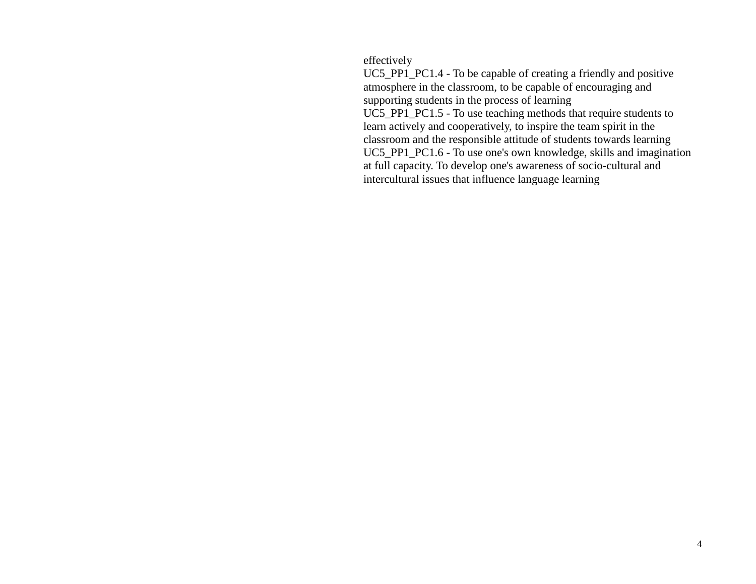effectively
UC5_PP1_PC1.4 - To be capable of creating a friendly and positive atmosphere in the classroom, to be capable of encouraging and supporting students in the process of learning
UC5_PP1_PC1.5 - To use teaching methods that require students to learn actively and cooperatively, to inspire the team spirit in the classroom and the responsible attitude of students towards learning
UC5_PP1_PC1.6 - To use one's own knowledge, skills and imagination at full capacity. To develop one's awareness of socio-cultural and intercultural issues that influence language learning